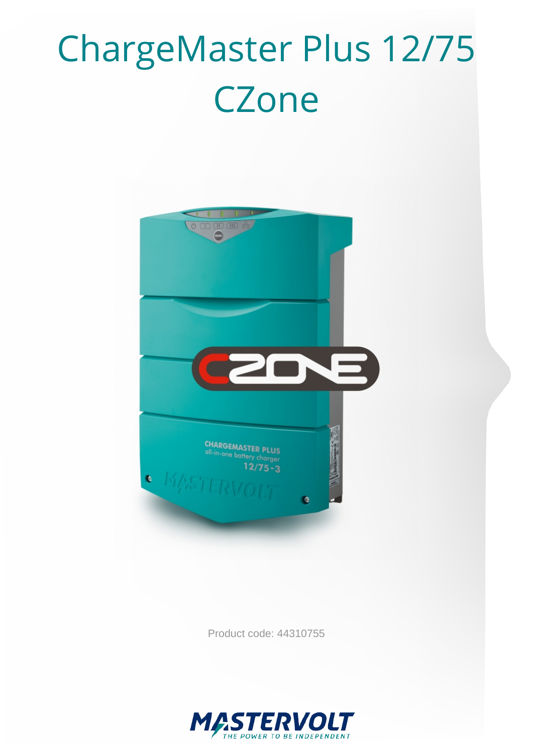# ChargeMaster Plus 12/75 CZone

Product code: 44310755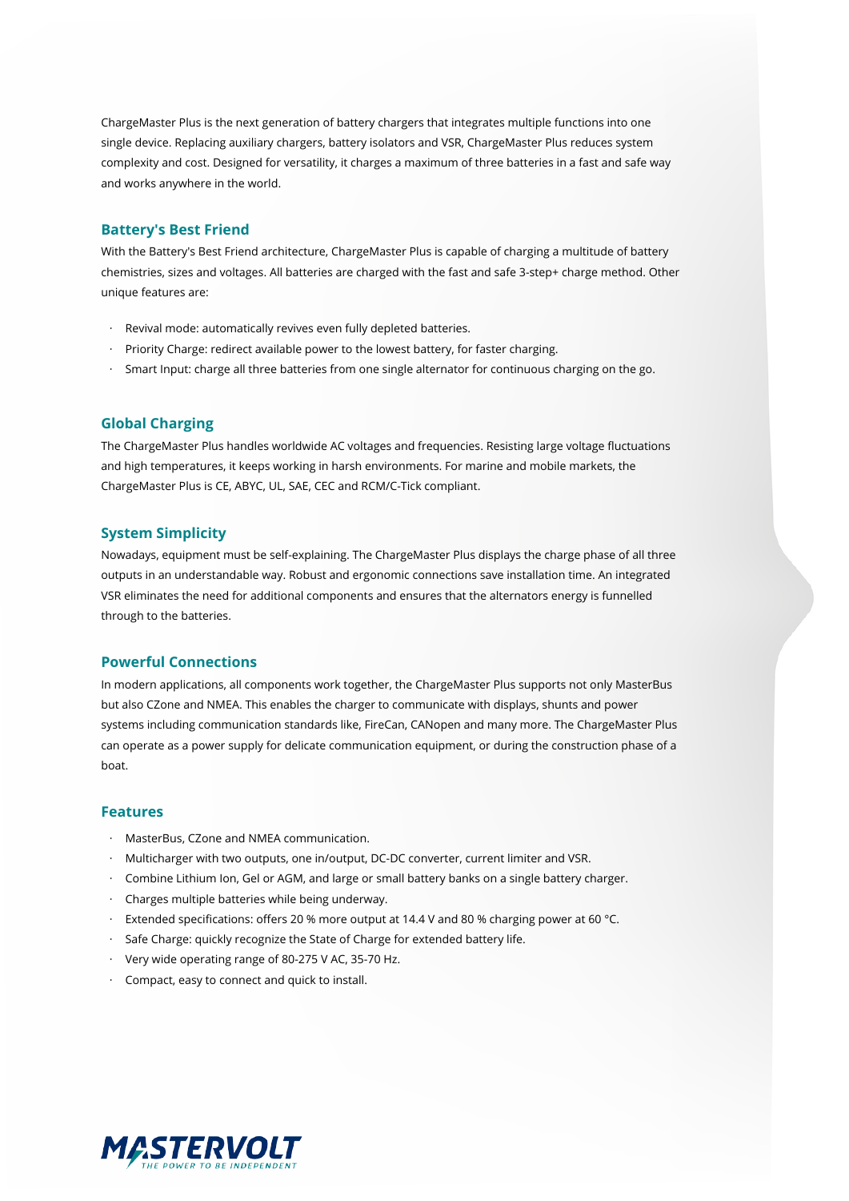ChargeMaster Plus is the next generation of battery chargers that integrates multiple functions into one single device. Replacing auxiliary chargers, battery isolators and VSR, ChargeMaster Plus reduces system complexity and cost. Designed for versatility, it charges a maximum of three batteries in a fast and safe way and works anywhere in the world.

## Battery's Best Friend

With the Battery's Best Friend architecture, ChargeMaster Plus is capable of charging a multitude of battery chemistries, sizes and voltages. All batteries are charged with the fast and safe 3-step+ charge method. Other unique features are:

- Revival mode: automatically revives even fully depleted batteries.
- Priority Charge: redirect available power to the lowest battery, for faster charging.
- Smart Input: charge all three batteries from one single alternator for continuous charging on the go.

## Global Charging

The ChargeMaster Plus handles worldwide AC voltages and frequencies. Resisting large voltage fluctuations and high temperatures, it keeps working in harsh environments. For marine and mobile markets, the ChargeMaster Plus is CE, ABYC, UL, SAE, CEC and RCM/C-Tick compliant.

## System Simplicity

Nowadays, equipment must be self-explaining. The ChargeMaster Plus displays the charge phase of all three outputs in an understandable way. Robust and ergonomic connections save installation time. An integrated VSR eliminates the need for additional components and ensures that the alternators energy is funnelled through to the batteries.

## Powerful Connections

In modern applications, all components work together, the ChargeMaster Plus supports not only MasterBus but also CZone and NMEA. This enables the charger to communicate with displays, shunts and power systems including communication standards like, FireCan, CANopen and many more. The ChargeMaster Plus can operate as a power supply for delicate communication equipment, or during the construction phase of a boat.

## Features

- MasterBus, CZone and NMEA communication.
- Multicharger with two outputs, one in/output, DC-DC converter, current limiter and VSR.
- Combine Lithium Ion, Gel or AGM, and large or small battery banks on a single battery charger.
- Charges multiple batteries while being underway.
- Extended specifications: offers 20 % more output at 14.4 V and 80 % charging power at 60 °C.
- Safe Charge: quickly recognize the State of Charge for extended battery life.
- Very wide operating range of 80-275 V AC, 35-70 Hz.
- Compact, easy to connect and quick to install.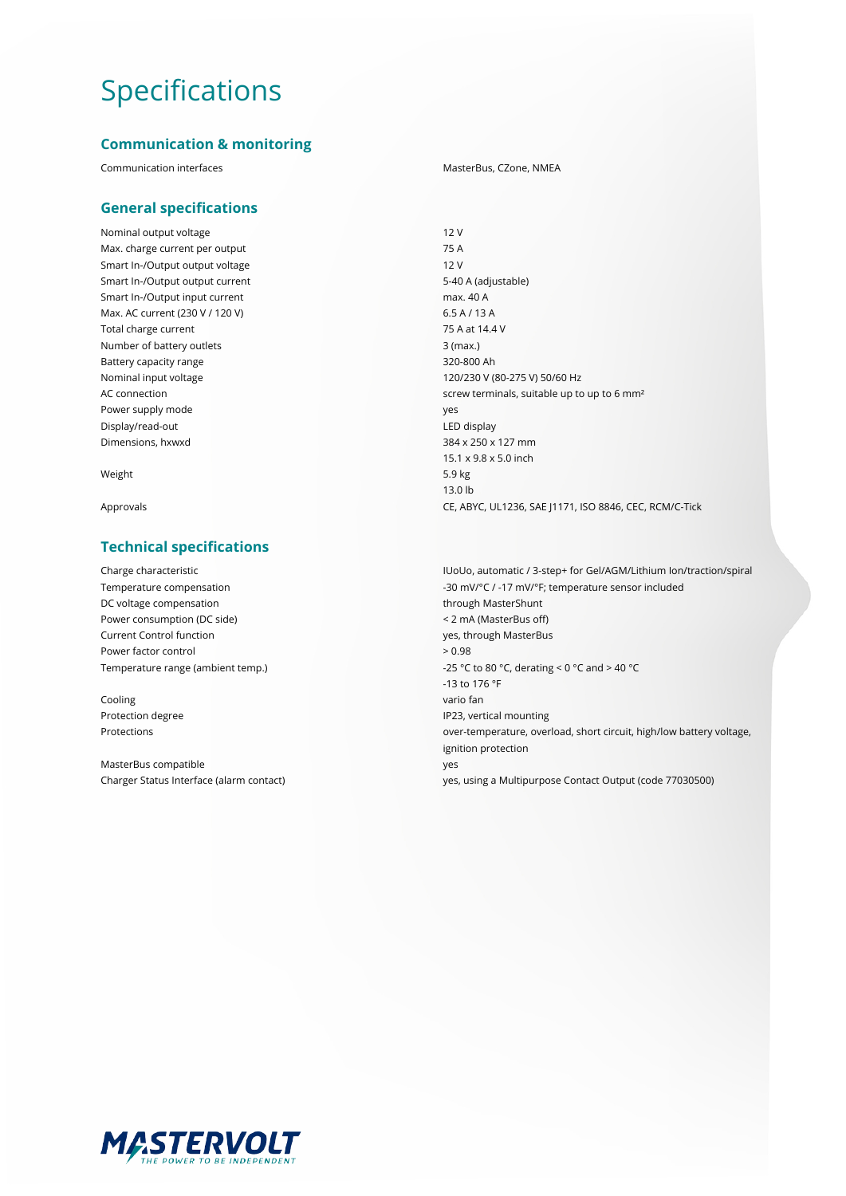# Specifications

## Communication & monitoring

| | |
|---|---|
| Communication interfaces | MasterBus, CZone, NMEA |

## General specifications

| | |
|---|---|
| Nominal output voltage | 12 V |
| Max. charge current per output | 75 A |
| Smart In-/Output output voltage | 12 V |
| Smart In-/Output output current | 5-40 A (adjustable) |
| Smart In-/Output input current | max. 40 A |
| Max. AC current (230 V / 120 V) | 6.5 A / 13 A |
| Total charge current | 75 A at 14.4 V |
| Number of battery outlets | 3 (max.) |
| Battery capacity range | 320-800 Ah |
| Nominal input voltage | 120/230 V (80-275 V) 50/60 Hz |
| AC connection | screw terminals, suitable up to up to 6 mm² |
| Power supply mode | yes |
| Display/read-out | LED display |
| Dimensions, hxwxd | 384 x 250 x 127 mm<br>15.1 x 9.8 x 5.0 inch |
| Weight | 5.9 kg<br>13.0 lb |
| Approvals | CE, ABYC, UL1236, SAE J1171, ISO 8846, CEC, RCM/C-Tick |

## Technical specifications

| | |
|---|---|
| Charge characteristic | IUoUo, automatic / 3-step+ for Gel/AGM/Lithium Ion/traction/spiral |
| Temperature compensation | -30 mV/°C / -17 mV/°F; temperature sensor included |
| DC voltage compensation | through MasterShunt |
| Power consumption (DC side) | < 2 mA (MasterBus off) |
| Current Control function | yes, through MasterBus |
| Power factor control | > 0.98 |
| Temperature range (ambient temp.) | -25 °C to 80 °C, derating < 0 °C and > 40 °C<br>-13 to 176 °F |
| Cooling | vario fan |
| Protection degree | IP23, vertical mounting |
| Protections | over-temperature, overload, short circuit, high/low battery voltage, ignition protection |
| MasterBus compatible | yes |
| Charger Status Interface (alarm contact) | yes, using a Multipurpose Contact Output (code 77030500) |

MASTERVOLT
THE POWER TO BE INDEPENDENT